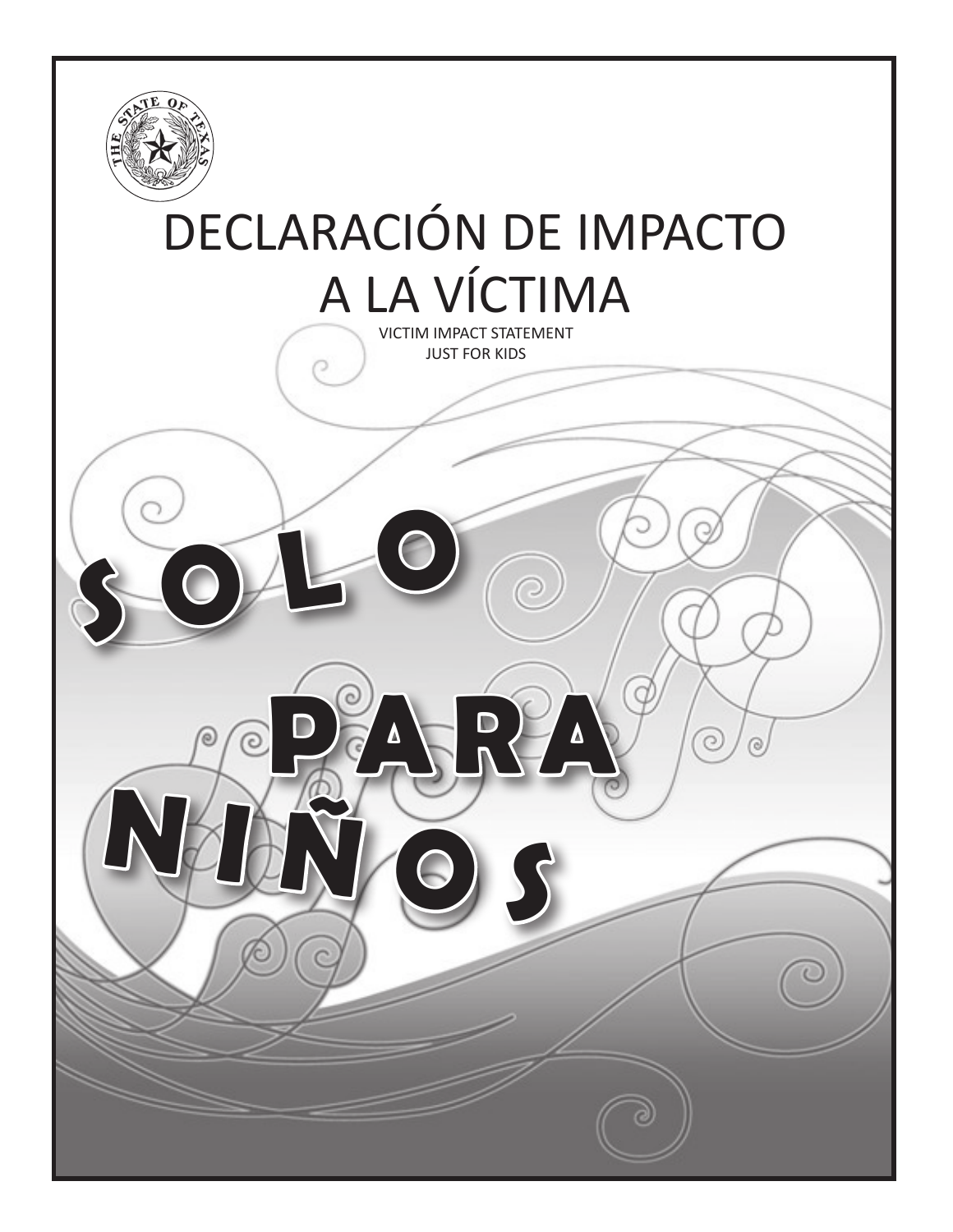# DECLARACIÓN DE IMPACTO A LA VÍCTIMA

VICTIM IMPACT STATEMENT
JUST FOR KIDS

## SOLO PARA NIÑOS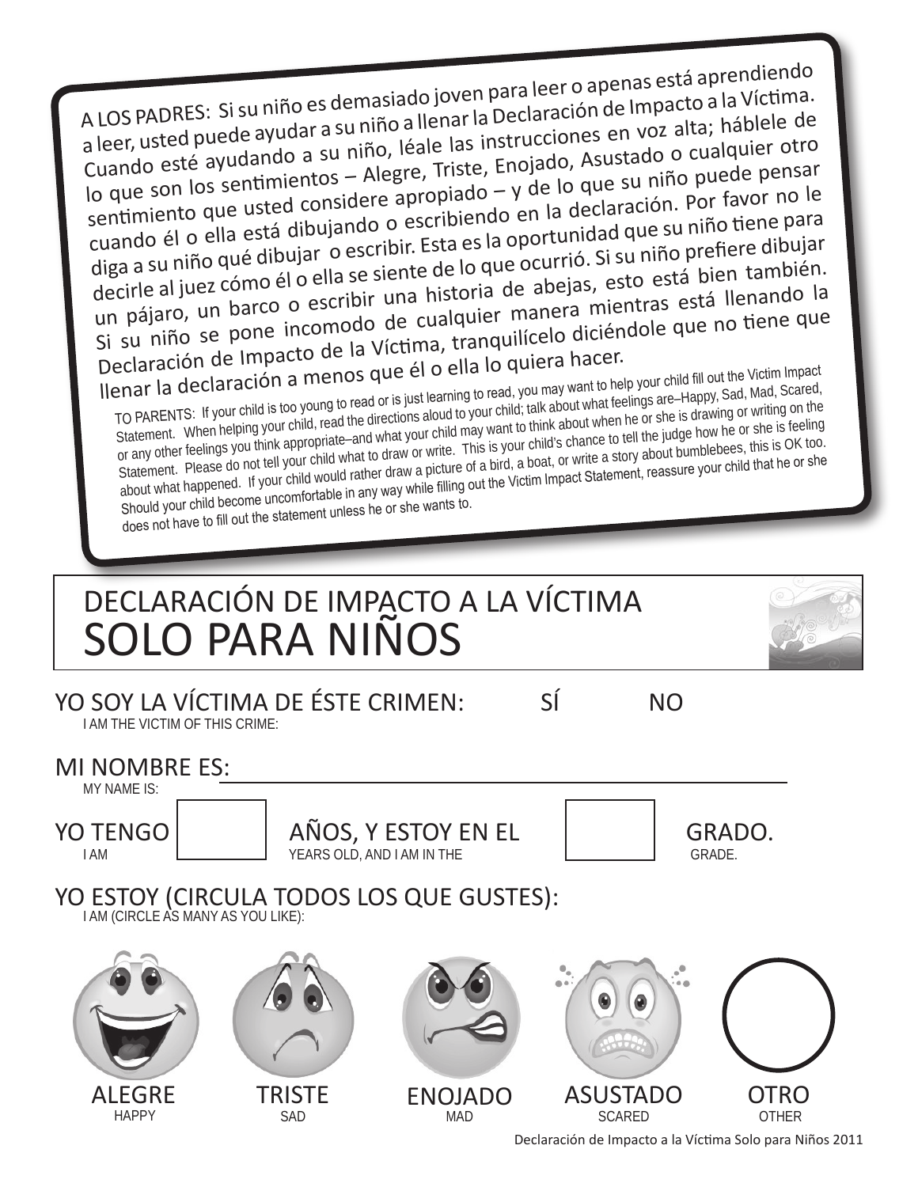A LOS PADRES: Si su niño es demasiado joven para leer o apenas está aprendiendo a leer, usted puede ayudar a su niño a llenar la Declaración de Impacto a la Víctima. Cuando esté ayudando a su niño, léale las instrucciones en voz alta; háblele de lo que son los sentimientos – Alegre, Triste, Enojado, Asustado o cualquier otro sentimiento que usted considere apropiado – y de lo que su niño puede pensar cuando él o ella está dibujando o escribiendo en la declaración. Por favor no le diga a su niño qué dibujar o escribir. Esta es la oportunidad que su niño tiene para decirle al juez cómo él o ella se siente de lo que ocurrió. Si su niño prefiere dibujar un pájaro, un barco o escribir una historia de abejas, esto está bien también. Si su niño se pone incomodo de cualquier manera mientras está llenando la Declaración de Impacto de la Víctima, tranquilícelo diciéndole que no tiene que llenar la declaración a menos que él o ella lo quiera hacer.

TO PARENTS: If your child is too young to read or is just learning to read, you may want to help your child fill out the Victim Impact Statement. When helping your child, read the directions aloud to your child; talk about what feelings are–Happy, Sad, Mad, Scared, or any other feelings you think appropriate–and what your child may want to think about when he or she is drawing or writing on the Statement. Please do not tell your child what to draw or write. This is your child's chance to tell the judge how he or she is feeling about what happened. If your child would rather draw a picture of a bird, a boat, or write a story about bumblebees, this is OK too. Should your child become uncomfortable in any way while filling out the Victim Impact Statement, reassure your child that he or she does not have to fill out the statement unless he or she wants to.

# DECLARACIÓN DE IMPACTO A LA VÍCTIMA
# SOLO PARA NIÑOS

YO SOY LA VÍCTIMA DE ÉSTE CRIMEN: SÍ NO
I AM THE VICTIM OF THIS CRIME:

MI NOMBRE ES: ________________________________
MY NAME IS:

YO TENGO [ ] AÑOS, Y ESTOY EN EL [ ] GRADO.
I AM [ ] YEARS OLD, AND I AM IN THE [ ] GRADE.

YO ESTOY (CIRCULA TODOS LOS QUE GUSTES):
I AM (CIRCLE AS MANY AS YOU LIKE):

| ALEGRE | TRISTE | ENOJADO | ASUSTADO | OTRO |
|---|---|---|---|---|
| HAPPY | SAD | MAD | SCARED | OTHER |

Declaración de Impacto a la Víctima Solo para Niños 2011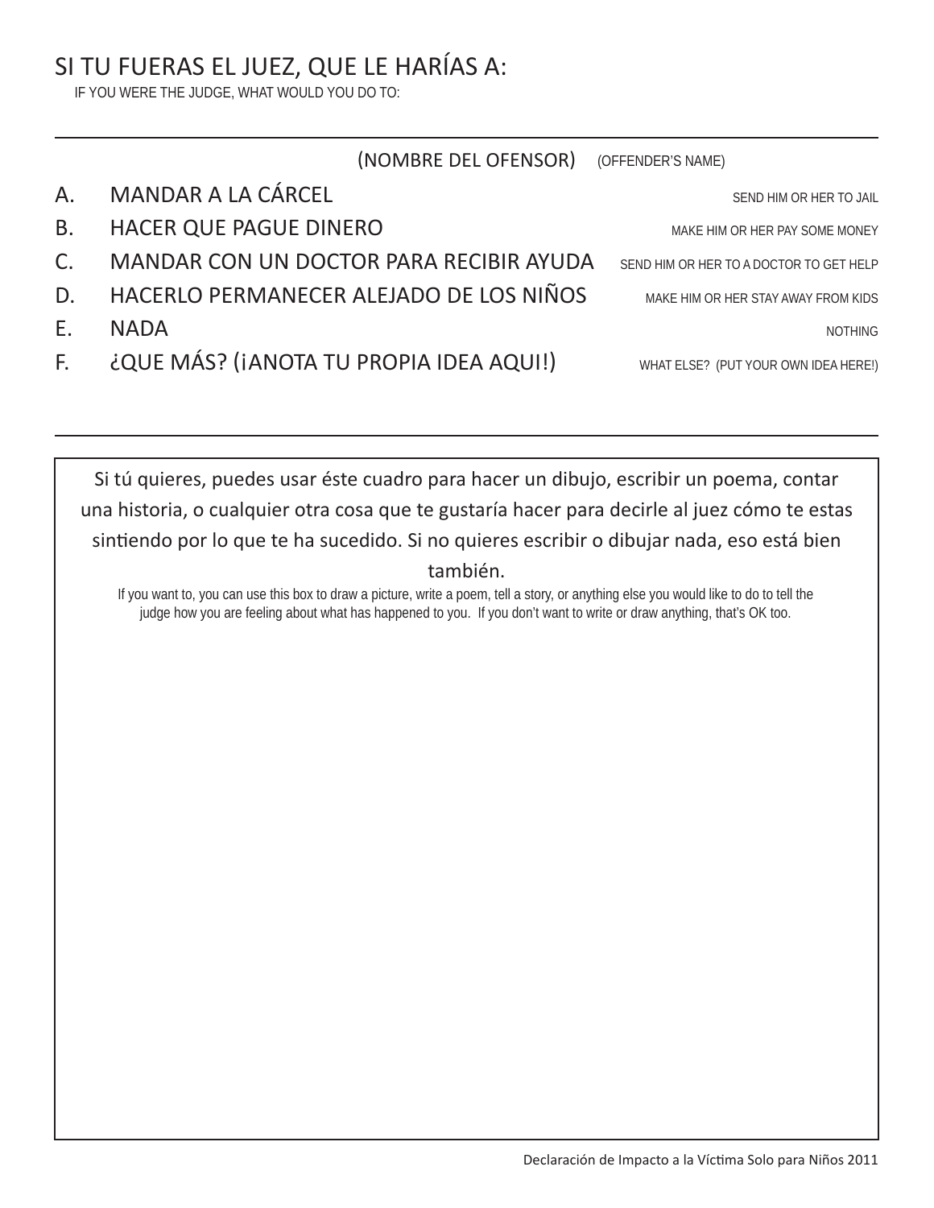## SI TU FUERAS EL JUEZ, QUE LE HARÍAS A:

IF YOU WERE THE JUDGE, WHAT WOULD YOU DO TO:

______________________________________________

(NOMBRE DEL OFENSOR) (OFFENDER'S NAME)

A. MANDAR A LA CÁRCEL — SEND HIM OR HER TO JAIL

B. HACER QUE PAGUE DINERO — MAKE HIM OR HER PAY SOME MONEY

C. MANDAR CON UN DOCTOR PARA RECIBIR AYUDA — SEND HIM OR HER TO A DOCTOR TO GET HELP

D. HACERLO PERMANECER ALEJADO DE LOS NIÑOS — MAKE HIM OR HER STAY AWAY FROM KIDS

E. NADA — NOTHING

F. ¿QUE MÁS? (¡ANOTA TU PROPIA IDEA AQUI!) — WHAT ELSE? (PUT YOUR OWN IDEA HERE!)

______________________________________________

Si tú quieres, puedes usar éste cuadro para hacer un dibujo, escribir un poema, contar una historia, o cualquier otra cosa que te gustaría hacer para decirle al juez cómo te estas sintiendo por lo que te ha sucedido. Si no quieres escribir o dibujar nada, eso está bien también.

If you want to, you can use this box to draw a picture, write a poem, tell a story, or anything else you would like to do to tell the judge how you are feeling about what has happened to you. If you don't want to write or draw anything, that's OK too.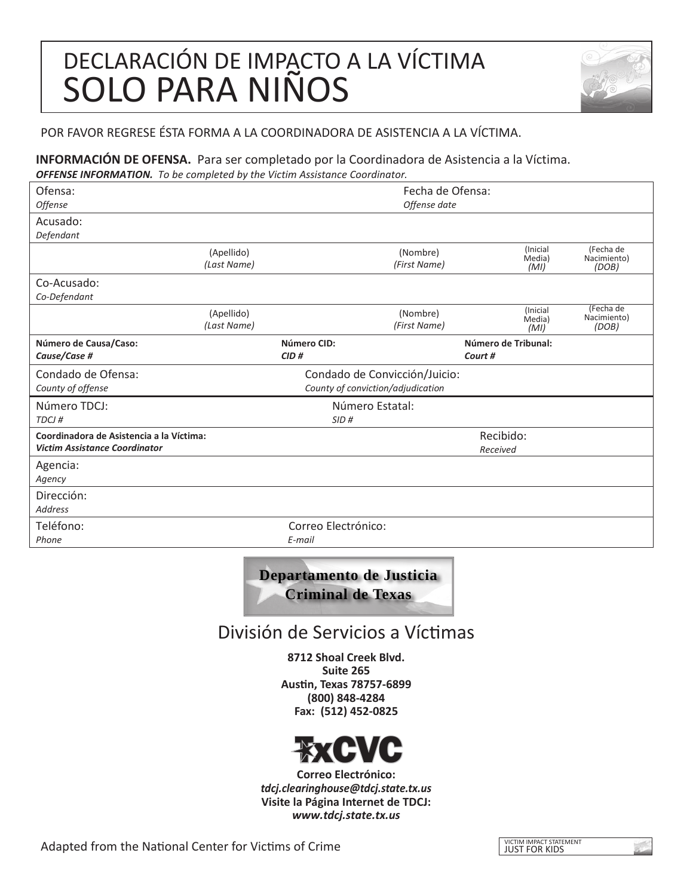# DECLARACIÓN DE IMPACTO A LA VÍCTIMA
# SOLO PARA NIÑOS

POR FAVOR REGRESE ÉSTA FORMA A LA COORDINADORA DE ASISTENCIA A LA VÍCTIMA.

**INFORMACIÓN DE OFENSA.** Para ser completado por la Coordinadora de Asistencia a la Víctima.
***OFFENSE INFORMATION.*** *To be completed by the Victim Assistance Coordinator.*

| | | | |
|---|---|---|---|
| Ofensa: *Offense* | | Fecha de Ofensa: *Offense date* | |
| Acusado: *Defendant* | | | |
| (Apellido) *(Last Name)* | (Nombre) *(First Name)* | (Inicial Media) *(MI)* | (Fecha de Nacimiento) *(DOB)* |
| Co-Acusado: *Co-Defendant* | | | |
| (Apellido) *(Last Name)* | (Nombre) *(First Name)* | (Inicial Media) *(MI)* | (Fecha de Nacimiento) *(DOB)* |
| **Número de Causa/Caso:** ***Cause/Case #*** | **Número CID:** ***CID #*** | **Número de Tribunal:** ***Court #*** | |
| Condado de Ofensa: *County of offense* | Condado de Convicción/Juicio: *County of conviction/adjudication* | | |
| Número TDCJ: *TDCJ #* | Número Estatal: *SID #* | | |
| **Coordinadora de Asistencia a la Víctima:** ***Victim Assistance Coordinator*** | | Recibido: *Received* | |
| Agencia: *Agency* | | | |
| Dirección: *Address* | | | |
| Teléfono: *Phone* | Correo Electrónico: *E-mail* | | |

**Departamento de Justicia Criminal de Texas**

## División de Servicios a Víctimas

**8712 Shoal Creek Blvd.**
**Suite 265**
**Austin, Texas 78757-6899**
**(800) 848-4284**
**Fax: (512) 452-0825**

**TxCVC**

**Correo Electrónico:**
***tdcj.clearinghouse@tdcj.state.tx.us***
**Visite la Página Internet de TDCJ:**
***www.tdcj.state.tx.us***

Adapted from the National Center for Victims of Crime